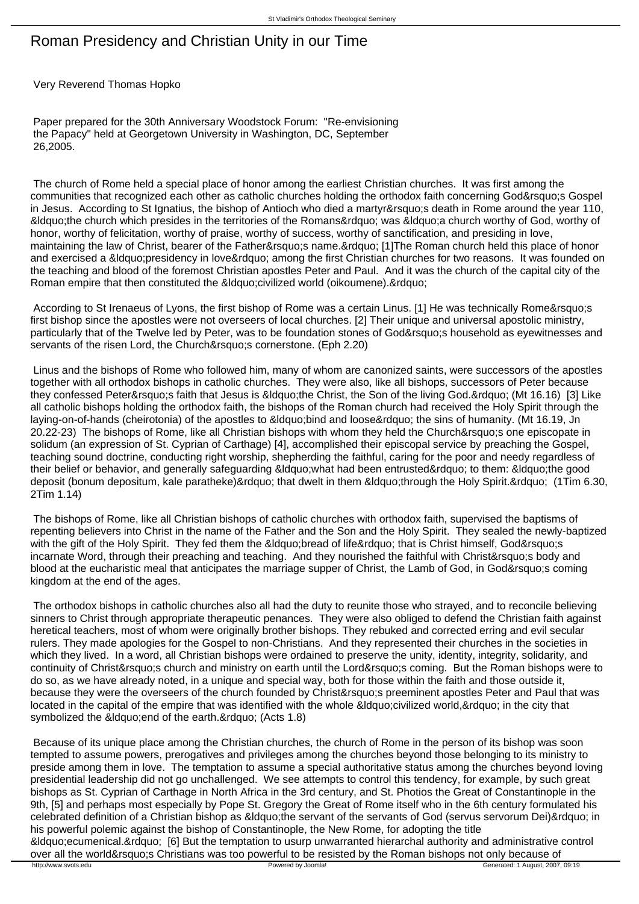# Roman Presidency and Christian Unity in our Time

Very Reverend Thomas Hopko

Paper prepared for the 30th Anniversary Woodstock Forum: "Re-envisioning the Papacy" held at Georgetown University in Washington, DC, September 26,2005.

The church of Rome held a special place of honor among the earliest Christian churches. It was first among the communities that recognized each other as catholic churches holding the orthodox faith concerning God's Gospel in Jesus. According to St Ignatius, the bishop of Antioch who died a martyr's death in Rome around the year 110, "the church which presides in the territories of the Romans" was "a church worthy of God, worthy of honor, worthy of felicitation, worthy of praise, worthy of success, worthy of sanctification, and presiding in love, maintaining the law of Christ, bearer of the Father's name." [1]The Roman church held this place of honor and exercised a "presidency in love" among the first Christian churches for two reasons. It was founded on the teaching and blood of the foremost Christian apostles Peter and Paul. And it was the church of the capital city of the Roman empire that then constituted the "civilized world (oikoumene)."

According to St Irenaeus of Lyons, the first bishop of Rome was a certain Linus. [1] He was technically Rome's first bishop since the apostles were not overseers of local churches. [2] Their unique and universal apostolic ministry, particularly that of the Twelve led by Peter, was to be foundation stones of God's household as eyewitnesses and servants of the risen Lord, the Church's cornerstone. (Eph 2.20)

Linus and the bishops of Rome who followed him, many of whom are canonized saints, were successors of the apostles together with all orthodox bishops in catholic churches. They were also, like all bishops, successors of Peter because they confessed Peter's faith that Jesus is "the Christ, the Son of the living God." (Mt 16.16) [3] Like all catholic bishops holding the orthodox faith, the bishops of the Roman church had received the Holy Spirit through the laying-on-of-hands (cheirotonia) of the apostles to "bind and loose" the sins of humanity. (Mt 16.19, Jn 20.22-23) The bishops of Rome, like all Christian bishops with whom they held the Church's one episcopate in solidum (an expression of St. Cyprian of Carthage) [4], accomplished their episcopal service by preaching the Gospel, teaching sound doctrine, conducting right worship, shepherding the faithful, caring for the poor and needy regardless of their belief or behavior, and generally safeguarding "what had been entrusted" to them: "the good deposit (bonum depositum, kale paratheke)" that dwelt in them "through the Holy Spirit." (1Tim 6.30, 2Tim 1.14)

The bishops of Rome, like all Christian bishops of catholic churches with orthodox faith, supervised the baptisms of repenting believers into Christ in the name of the Father and the Son and the Holy Spirit. They sealed the newly-baptized with the gift of the Holy Spirit. They fed them the "bread of life" that is Christ himself, God's incarnate Word, through their preaching and teaching. And they nourished the faithful with Christ's body and blood at the eucharistic meal that anticipates the marriage supper of Christ, the Lamb of God, in God's coming kingdom at the end of the ages.

The orthodox bishops in catholic churches also all had the duty to reunite those who strayed, and to reconcile believing sinners to Christ through appropriate therapeutic penances. They were also obliged to defend the Christian faith against heretical teachers, most of whom were originally brother bishops. They rebuked and corrected erring and evil secular rulers. They made apologies for the Gospel to non-Christians. And they represented their churches in the societies in which they lived. In a word, all Christian bishops were ordained to preserve the unity, identity, integrity, solidarity, and continuity of Christ's church and ministry on earth until the Lord's coming. But the Roman bishops were to do so, as we have already noted, in a unique and special way, both for those within the faith and those outside it, because they were the overseers of the church founded by Christ's preeminent apostles Peter and Paul that was located in the capital of the empire that was identified with the whole "civilized world," in the city that symbolized the "end of the earth." (Acts 1.8)

Because of its unique place among the Christian churches, the church of Rome in the person of its bishop was soon tempted to assume powers, prerogatives and privileges among the churches beyond those belonging to its ministry to preside among them in love. The temptation to assume a special authoritative status among the churches beyond loving presidential leadership did not go unchallenged. We see attempts to control this tendency, for example, by such great bishops as St. Cyprian of Carthage in North Africa in the 3rd century, and St. Photios the Great of Constantinople in the 9th, [5] and perhaps most especially by Pope St. Gregory the Great of Rome itself who in the 6th century formulated his celebrated definition of a Christian bishop as "the servant of the servants of God (servus servorum Dei)" in his powerful polemic against the bishop of Constantinople, the New Rome, for adopting the title "ecumenical." [6] But the temptation to usurp unwarranted hierarchal authority and administrative control over all the world's Christians was too powerful to be resisted by the Roman bishops not only because of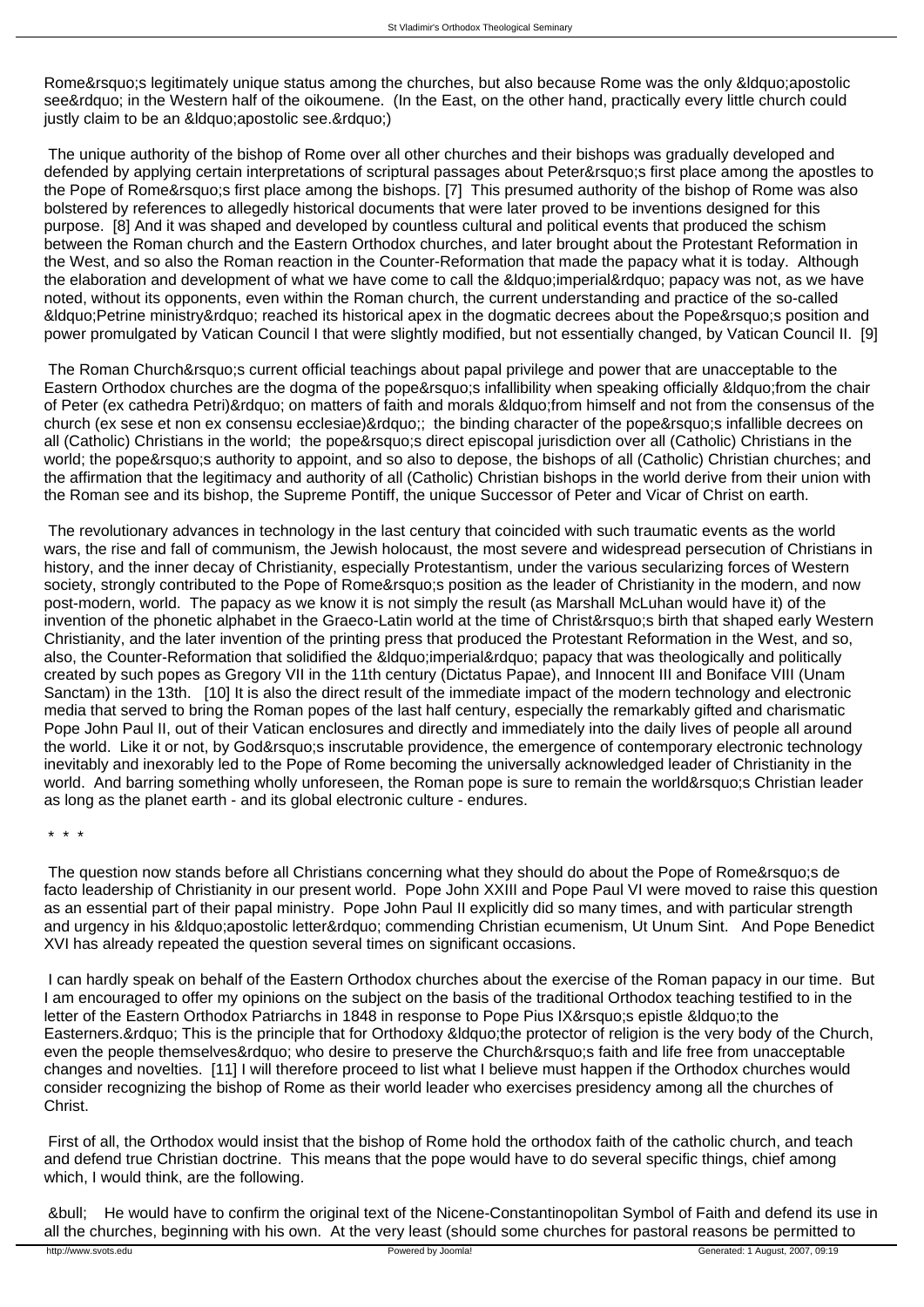Rome’s legitimately unique status among the churches, but also because Rome was the only “apostolic see” in the Western half of the oikoumene. (In the East, on the other hand, practically every little church could justly claim to be an “apostolic see.”)

The unique authority of the bishop of Rome over all other churches and their bishops was gradually developed and defended by applying certain interpretations of scriptural passages about Peter’s first place among the apostles to the Pope of Rome’s first place among the bishops. [7] This presumed authority of the bishop of Rome was also bolstered by references to allegedly historical documents that were later proved to be inventions designed for this purpose. [8] And it was shaped and developed by countless cultural and political events that produced the schism between the Roman church and the Eastern Orthodox churches, and later brought about the Protestant Reformation in the West, and so also the Roman reaction in the Counter-Reformation that made the papacy what it is today. Although the elaboration and development of what we have come to call the “imperial” papacy was not, as we have noted, without its opponents, even within the Roman church, the current understanding and practice of the so-called “Petrine ministry” reached its historical apex in the dogmatic decrees about the Pope’s position and power promulgated by Vatican Council I that were slightly modified, but not essentially changed, by Vatican Council II. [9]

The Roman Church’s current official teachings about papal privilege and power that are unacceptable to the Eastern Orthodox churches are the dogma of the pope’s infallibility when speaking officially “from the chair of Peter (ex cathedra Petri)” on matters of faith and morals “from himself and not from the consensus of the church (ex sese et non ex consensu ecclesiae)”; the binding character of the pope’s infallible decrees on all (Catholic) Christians in the world; the pope’s direct episcopal jurisdiction over all (Catholic) Christians in the world; the pope’s authority to appoint, and so also to depose, the bishops of all (Catholic) Christian churches; and the affirmation that the legitimacy and authority of all (Catholic) Christian bishops in the world derive from their union with the Roman see and its bishop, the Supreme Pontiff, the unique Successor of Peter and Vicar of Christ on earth.

The revolutionary advances in technology in the last century that coincided with such traumatic events as the world wars, the rise and fall of communism, the Jewish holocaust, the most severe and widespread persecution of Christians in history, and the inner decay of Christianity, especially Protestantism, under the various secularizing forces of Western society, strongly contributed to the Pope of Rome’s position as the leader of Christianity in the modern, and now post-modern, world. The papacy as we know it is not simply the result (as Marshall McLuhan would have it) of the invention of the phonetic alphabet in the Graeco-Latin world at the time of Christ’s birth that shaped early Western Christianity, and the later invention of the printing press that produced the Protestant Reformation in the West, and so, also, the Counter-Reformation that solidified the “imperial” papacy that was theologically and politically created by such popes as Gregory VII in the 11th century (Dictatus Papae), and Innocent III and Boniface VIII (Unam Sanctam) in the 13th. [10] It is also the direct result of the immediate impact of the modern technology and electronic media that served to bring the Roman popes of the last half century, especially the remarkably gifted and charismatic Pope John Paul II, out of their Vatican enclosures and directly and immediately into the daily lives of people all around the world. Like it or not, by God’s inscrutable providence, the emergence of contemporary electronic technology inevitably and inexorably led to the Pope of Rome becoming the universally acknowledged leader of Christianity in the world. And barring something wholly unforeseen, the Roman pope is sure to remain the world’s Christian leader as long as the planet earth - and its global electronic culture - endures.

\* \* \*

The question now stands before all Christians concerning what they should do about the Pope of Rome’s de facto leadership of Christianity in our present world. Pope John XXIII and Pope Paul VI were moved to raise this question as an essential part of their papal ministry. Pope John Paul II explicitly did so many times, and with particular strength and urgency in his “apostolic letter” commending Christian ecumenism, Ut Unum Sint. And Pope Benedict XVI has already repeated the question several times on significant occasions.

I can hardly speak on behalf of the Eastern Orthodox churches about the exercise of the Roman papacy in our time. But I am encouraged to offer my opinions on the subject on the basis of the traditional Orthodox teaching testified to in the letter of the Eastern Orthodox Patriarchs in 1848 in response to Pope Pius IX’s epistle “to the Easterners.” This is the principle that for Orthodoxy “the protector of religion is the very body of the Church, even the people themselves” who desire to preserve the Church’s faith and life free from unacceptable changes and novelties. [11] I will therefore proceed to list what I believe must happen if the Orthodox churches would consider recognizing the bishop of Rome as their world leader who exercises presidency among all the churches of Christ.

First of all, the Orthodox would insist that the bishop of Rome hold the orthodox faith of the catholic church, and teach and defend true Christian doctrine. This means that the pope would have to do several specific things, chief among which, I would think, are the following.

- He would have to confirm the original text of the Nicene-Constantinopolitan Symbol of Faith and defend its use in all the churches, beginning with his own. At the very least (should some churches for pastoral reasons be permitted to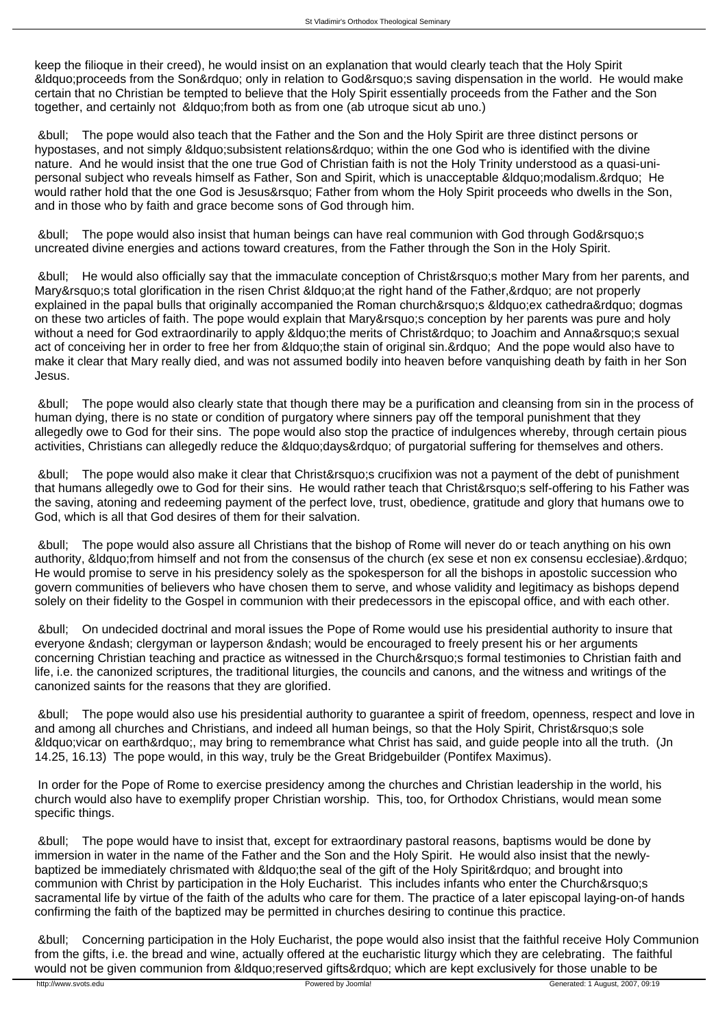keep the filioque in their creed), he would insist on an explanation that would clearly teach that the Holy Spirit "proceeds from the Son" only in relation to God's saving dispensation in the world. He would make certain that no Christian be tempted to believe that the Holy Spirit essentially proceeds from the Father and the Son together, and certainly not "from both as from one (ab utroque sicut ab uno.)

- The pope would also teach that the Father and the Son and the Holy Spirit are three distinct persons or hypostases, and not simply "subsistent relations" within the one God who is identified with the divine nature. And he would insist that the one true God of Christian faith is not the Holy Trinity understood as a quasi-uni-personal subject who reveals himself as Father, Son and Spirit, which is unacceptable "modalism." He would rather hold that the one God is Jesus' Father from whom the Holy Spirit proceeds who dwells in the Son, and in those who by faith and grace become sons of God through him.

- The pope would also insist that human beings can have real communion with God through God's uncreated divine energies and actions toward creatures, from the Father through the Son in the Holy Spirit.

- He would also officially say that the immaculate conception of Christ's mother Mary from her parents, and Mary's total glorification in the risen Christ "at the right hand of the Father," are not properly explained in the papal bulls that originally accompanied the Roman church's "ex cathedra" dogmas on these two articles of faith. The pope would explain that Mary's conception by her parents was pure and holy without a need for God extraordinarily to apply "the merits of Christ" to Joachim and Anna's sexual act of conceiving her in order to free her from "the stain of original sin." And the pope would also have to make it clear that Mary really died, and was not assumed bodily into heaven before vanquishing death by faith in her Son Jesus.

- The pope would also clearly state that though there may be a purification and cleansing from sin in the process of human dying, there is no state or condition of purgatory where sinners pay off the temporal punishment that they allegedly owe to God for their sins. The pope would also stop the practice of indulgences whereby, through certain pious activities, Christians can allegedly reduce the "days" of purgatorial suffering for themselves and others.

- The pope would also make it clear that Christ's crucifixion was not a payment of the debt of punishment that humans allegedly owe to God for their sins. He would rather teach that Christ's self-offering to his Father was the saving, atoning and redeeming payment of the perfect love, trust, obedience, gratitude and glory that humans owe to God, which is all that God desires of them for their salvation.

- The pope would also assure all Christians that the bishop of Rome will never do or teach anything on his own authority, "from himself and not from the consensus of the church (ex sese et non ex consensu ecclesiae)." He would promise to serve in his presidency solely as the spokesperson for all the bishops in apostolic succession who govern communities of believers who have chosen them to serve, and whose validity and legitimacy as bishops depend solely on their fidelity to the Gospel in communion with their predecessors in the episcopal office, and with each other.

- On undecided doctrinal and moral issues the Pope of Rome would use his presidential authority to insure that everyone – clergyman or layperson – would be encouraged to freely present his or her arguments concerning Christian teaching and practice as witnessed in the Church's formal testimonies to Christian faith and life, i.e. the canonized scriptures, the traditional liturgies, the councils and canons, and the witness and writings of the canonized saints for the reasons that they are glorified.

- The pope would also use his presidential authority to guarantee a spirit of freedom, openness, respect and love in and among all churches and Christians, and indeed all human beings, so that the Holy Spirit, Christ's sole "vicar on earth", may bring to remembrance what Christ has said, and guide people into all the truth. (Jn 14.25, 16.13) The pope would, in this way, truly be the Great Bridgebuilder (Pontifex Maximus).

In order for the Pope of Rome to exercise presidency among the churches and Christian leadership in the world, his church would also have to exemplify proper Christian worship. This, too, for Orthodox Christians, would mean some specific things.

- The pope would have to insist that, except for extraordinary pastoral reasons, baptisms would be done by immersion in water in the name of the Father and the Son and the Holy Spirit. He would also insist that the newly-baptized be immediately chrismated with "the seal of the gift of the Holy Spirit" and brought into communion with Christ by participation in the Holy Eucharist. This includes infants who enter the Church's sacramental life by virtue of the faith of the adults who care for them. The practice of a later episcopal laying-on-of hands confirming the faith of the baptized may be permitted in churches desiring to continue this practice.

- Concerning participation in the Holy Eucharist, the pope would also insist that the faithful receive Holy Communion from the gifts, i.e. the bread and wine, actually offered at the eucharistic liturgy which they are celebrating. The faithful would not be given communion from "reserved gifts" which are kept exclusively for those unable to be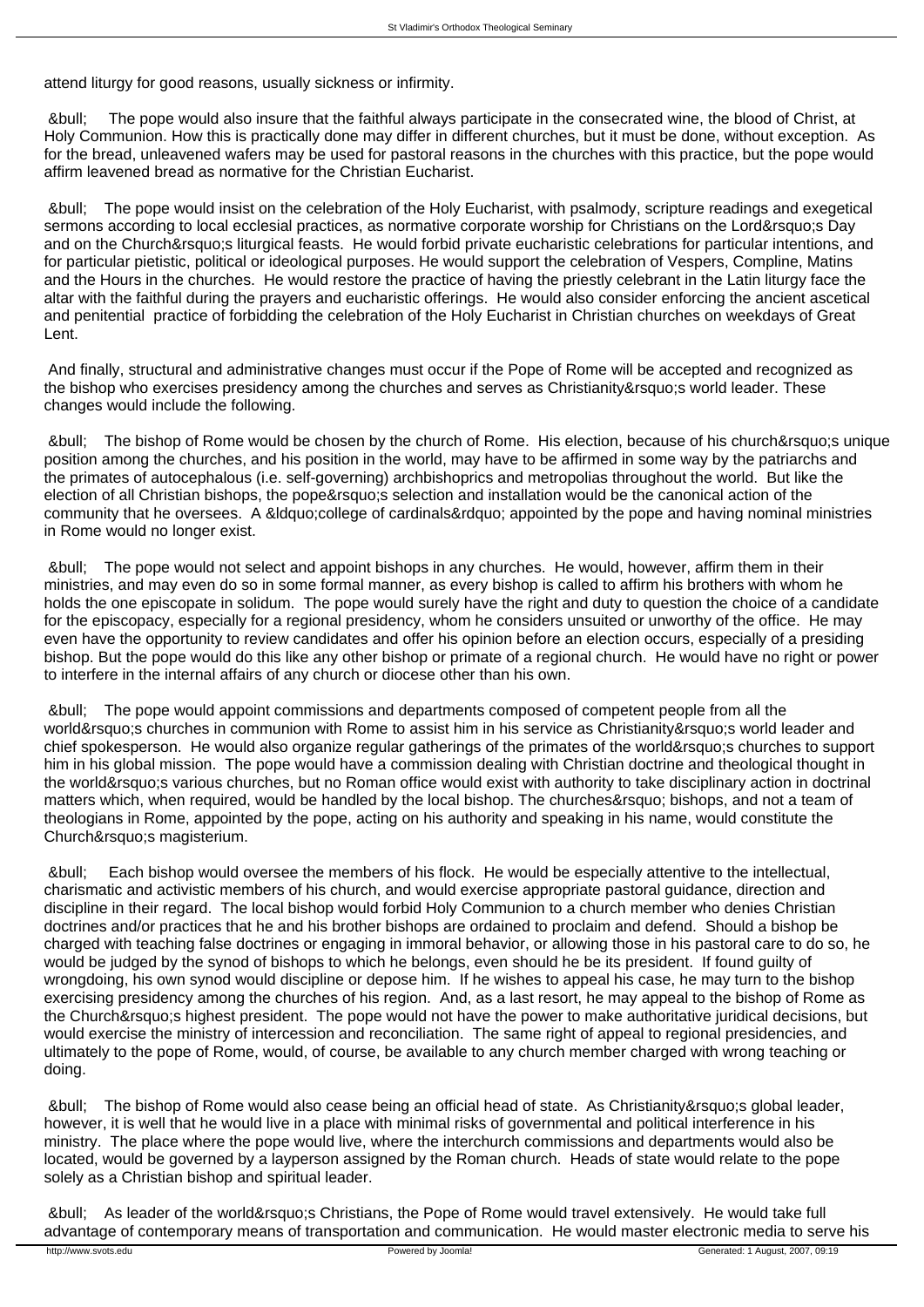attend liturgy for good reasons, usually sickness or infirmity.

- The pope would also insure that the faithful always participate in the consecrated wine, the blood of Christ, at Holy Communion. How this is practically done may differ in different churches, but it must be done, without exception. As for the bread, unleavened wafers may be used for pastoral reasons in the churches with this practice, but the pope would affirm leavened bread as normative for the Christian Eucharist.

- The pope would insist on the celebration of the Holy Eucharist, with psalmody, scripture readings and exegetical sermons according to local ecclesial practices, as normative corporate worship for Christians on the Lord's Day and on the Church's liturgical feasts. He would forbid private eucharistic celebrations for particular intentions, and for particular pietistic, political or ideological purposes. He would support the celebration of Vespers, Compline, Matins and the Hours in the churches. He would restore the practice of having the priestly celebrant in the Latin liturgy face the altar with the faithful during the prayers and eucharistic offerings. He would also consider enforcing the ancient ascetical and penitential practice of forbidding the celebration of the Holy Eucharist in Christian churches on weekdays of Great Lent.

And finally, structural and administrative changes must occur if the Pope of Rome will be accepted and recognized as the bishop who exercises presidency among the churches and serves as Christianity's world leader. These changes would include the following.

- The bishop of Rome would be chosen by the church of Rome. His election, because of his church's unique position among the churches, and his position in the world, may have to be affirmed in some way by the patriarchs and the primates of autocephalous (i.e. self-governing) archbishoprics and metropolias throughout the world. But like the election of all Christian bishops, the pope's selection and installation would be the canonical action of the community that he oversees. A "college of cardinals" appointed by the pope and having nominal ministries in Rome would no longer exist.

- The pope would not select and appoint bishops in any churches. He would, however, affirm them in their ministries, and may even do so in some formal manner, as every bishop is called to affirm his brothers with whom he holds the one episcopate in solidum. The pope would surely have the right and duty to question the choice of a candidate for the episcopacy, especially for a regional presidency, whom he considers unsuited or unworthy of the office. He may even have the opportunity to review candidates and offer his opinion before an election occurs, especially of a presiding bishop. But the pope would do this like any other bishop or primate of a regional church. He would have no right or power to interfere in the internal affairs of any church or diocese other than his own.

- The pope would appoint commissions and departments composed of competent people from all the world's churches in communion with Rome to assist him in his service as Christianity's world leader and chief spokesperson. He would also organize regular gatherings of the primates of the world's churches to support him in his global mission. The pope would have a commission dealing with Christian doctrine and theological thought in the world's various churches, but no Roman office would exist with authority to take disciplinary action in doctrinal matters which, when required, would be handled by the local bishop. The churches' bishops, and not a team of theologians in Rome, appointed by the pope, acting on his authority and speaking in his name, would constitute the Church's magisterium.

- Each bishop would oversee the members of his flock. He would be especially attentive to the intellectual, charismatic and activistic members of his church, and would exercise appropriate pastoral guidance, direction and discipline in their regard. The local bishop would forbid Holy Communion to a church member who denies Christian doctrines and/or practices that he and his brother bishops are ordained to proclaim and defend. Should a bishop be charged with teaching false doctrines or engaging in immoral behavior, or allowing those in his pastoral care to do so, he would be judged by the synod of bishops to which he belongs, even should he be its president. If found guilty of wrongdoing, his own synod would discipline or depose him. If he wishes to appeal his case, he may turn to the bishop exercising presidency among the churches of his region. And, as a last resort, he may appeal to the bishop of Rome as the Church's highest president. The pope would not have the power to make authoritative juridical decisions, but would exercise the ministry of intercession and reconciliation. The same right of appeal to regional presidencies, and ultimately to the pope of Rome, would, of course, be available to any church member charged with wrong teaching or doing.

- The bishop of Rome would also cease being an official head of state. As Christianity's global leader, however, it is well that he would live in a place with minimal risks of governmental and political interference in his ministry. The place where the pope would live, where the interchurch commissions and departments would also be located, would be governed by a layperson assigned by the Roman church. Heads of state would relate to the pope solely as a Christian bishop and spiritual leader.

- As leader of the world's Christians, the Pope of Rome would travel extensively. He would take full advantage of contemporary means of transportation and communication. He would master electronic media to serve his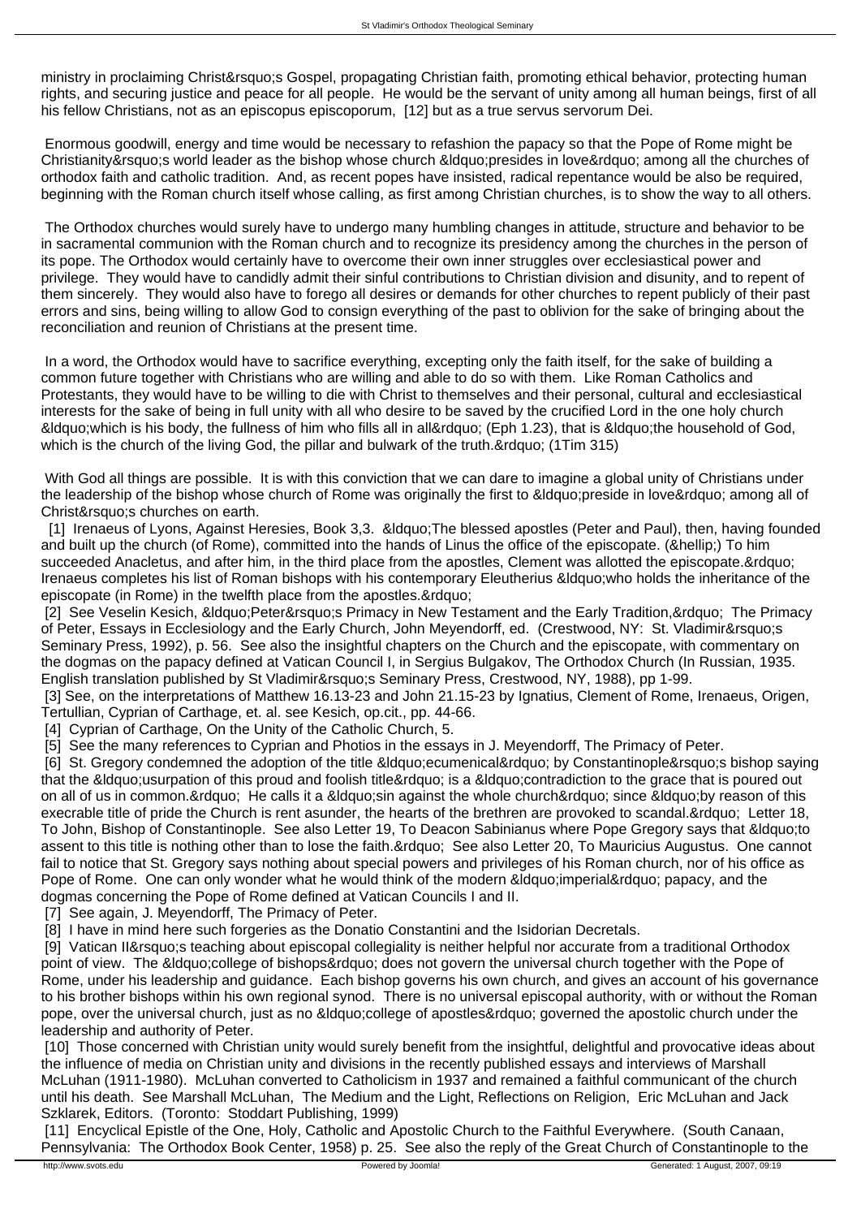ministry in proclaiming Christ&rsquo;s Gospel, propagating Christian faith, promoting ethical behavior, protecting human rights, and securing justice and peace for all people. He would be the servant of unity among all human beings, first of all his fellow Christians, not as an episcopus episcoporum, [12] but as a true servus servorum Dei.

Enormous goodwill, energy and time would be necessary to refashion the papacy so that the Pope of Rome might be Christianity&rsquo;s world leader as the bishop whose church &ldquo;presides in love&rdquo; among all the churches of orthodox faith and catholic tradition. And, as recent popes have insisted, radical repentance would be also be required, beginning with the Roman church itself whose calling, as first among Christian churches, is to show the way to all others.

The Orthodox churches would surely have to undergo many humbling changes in attitude, structure and behavior to be in sacramental communion with the Roman church and to recognize its presidency among the churches in the person of its pope. The Orthodox would certainly have to overcome their own inner struggles over ecclesiastical power and privilege. They would have to candidly admit their sinful contributions to Christian division and disunity, and to repent of them sincerely. They would also have to forego all desires or demands for other churches to repent publicly of their past errors and sins, being willing to allow God to consign everything of the past to oblivion for the sake of bringing about the reconciliation and reunion of Christians at the present time.

In a word, the Orthodox would have to sacrifice everything, excepting only the faith itself, for the sake of building a common future together with Christians who are willing and able to do so with them. Like Roman Catholics and Protestants, they would have to be willing to die with Christ to themselves and their personal, cultural and ecclesiastical interests for the sake of being in full unity with all who desire to be saved by the crucified Lord in the one holy church &ldquo;which is his body, the fullness of him who fills all in all&rdquo; (Eph 1.23), that is &ldquo;the household of God, which is the church of the living God, the pillar and bulwark of the truth.&rdquo; (1Tim 315)

With God all things are possible. It is with this conviction that we can dare to imagine a global unity of Christians under the leadership of the bishop whose church of Rome was originally the first to &ldquo;preside in love&rdquo; among all of Christ&rsquo;s churches on earth.

[1] Irenaeus of Lyons, Against Heresies, Book 3,3. &ldquo;The blessed apostles (Peter and Paul), then, having founded and built up the church (of Rome), committed into the hands of Linus the office of the episcopate. (&hellip;) To him succeeded Anacletus, and after him, in the third place from the apostles, Clement was allotted the episcopate.&rdquo; Irenaeus completes his list of Roman bishops with his contemporary Eleutherius &ldquo;who holds the inheritance of the episcopate (in Rome) in the twelfth place from the apostles.&rdquo;

[2] See Veselin Kesich, &ldquo;Peter&rsquo;s Primacy in New Testament and the Early Tradition,&rdquo; The Primacy of Peter, Essays in Ecclesiology and the Early Church, John Meyendorff, ed. (Crestwood, NY: St. Vladimir&rsquo;s Seminary Press, 1992), p. 56. See also the insightful chapters on the Church and the episcopate, with commentary on the dogmas on the papacy defined at Vatican Council I, in Sergius Bulgakov, The Orthodox Church (In Russian, 1935. English translation published by St Vladimir&rsquo;s Seminary Press, Crestwood, NY, 1988), pp 1-99.

[3] See, on the interpretations of Matthew 16.13-23 and John 21.15-23 by Ignatius, Clement of Rome, Irenaeus, Origen, Tertullian, Cyprian of Carthage, et. al. see Kesich, op.cit., pp. 44-66.

[4] Cyprian of Carthage, On the Unity of the Catholic Church, 5.

[5] See the many references to Cyprian and Photios in the essays in J. Meyendorff, The Primacy of Peter.

[6] St. Gregory condemned the adoption of the title &ldquo;ecumenical&rdquo; by Constantinople&rsquo;s bishop saying that the &ldquo;usurpation of this proud and foolish title&rdquo; is a &ldquo;contradiction to the grace that is poured out on all of us in common.&rdquo; He calls it a &ldquo;sin against the whole church&rdquo; since &ldquo;by reason of this execrable title of pride the Church is rent asunder, the hearts of the brethren are provoked to scandal.&rdquo; Letter 18, To John, Bishop of Constantinople. See also Letter 19, To Deacon Sabinianus where Pope Gregory says that &ldquo;to assent to this title is nothing other than to lose the faith.&rdquo; See also Letter 20, To Mauricius Augustus. One cannot fail to notice that St. Gregory says nothing about special powers and privileges of his Roman church, nor of his office as Pope of Rome. One can only wonder what he would think of the modern &ldquo;imperial&rdquo; papacy, and the dogmas concerning the Pope of Rome defined at Vatican Councils I and II.

[7] See again, J. Meyendorff, The Primacy of Peter.

[8] I have in mind here such forgeries as the Donatio Constantini and the Isidorian Decretals.

[9] Vatican II&rsquo;s teaching about episcopal collegiality is neither helpful nor accurate from a traditional Orthodox point of view. The &ldquo;college of bishops&rdquo; does not govern the universal church together with the Pope of Rome, under his leadership and guidance. Each bishop governs his own church, and gives an account of his governance to his brother bishops within his own regional synod. There is no universal episcopal authority, with or without the Roman pope, over the universal church, just as no &ldquo;college of apostles&rdquo; governed the apostolic church under the leadership and authority of Peter.

[10] Those concerned with Christian unity would surely benefit from the insightful, delightful and provocative ideas about the influence of media on Christian unity and divisions in the recently published essays and interviews of Marshall McLuhan (1911-1980). McLuhan converted to Catholicism in 1937 and remained a faithful communicant of the church until his death. See Marshall McLuhan, The Medium and the Light, Reflections on Religion, Eric McLuhan and Jack Szklarek, Editors. (Toronto: Stoddart Publishing, 1999)

[11] Encyclical Epistle of the One, Holy, Catholic and Apostolic Church to the Faithful Everywhere. (South Canaan, Pennsylvania: The Orthodox Book Center, 1958) p. 25. See also the reply of the Great Church of Constantinople to the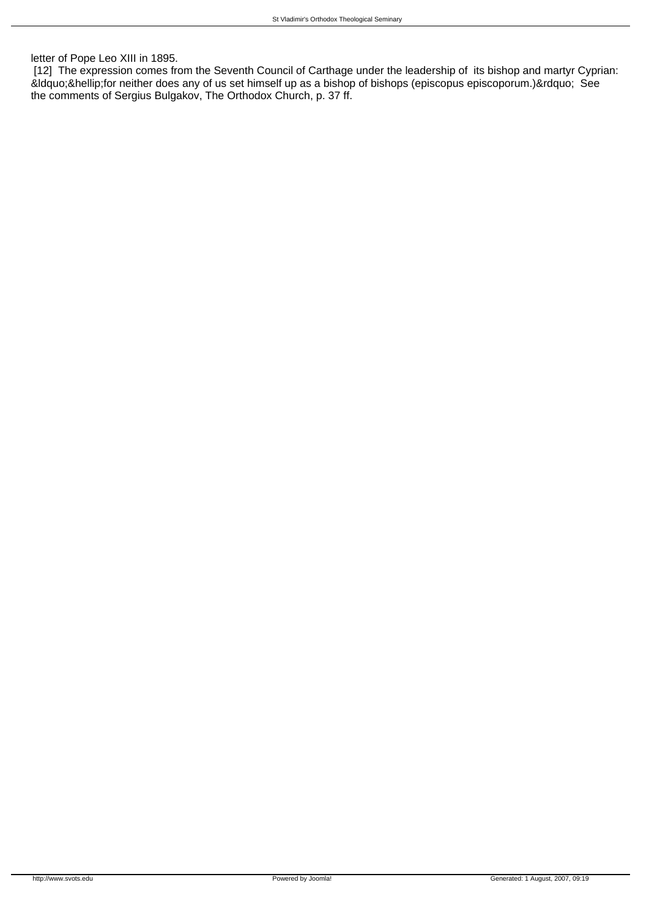letter of Pope Leo XIII in 1895.

[12] The expression comes from the Seventh Council of Carthage under the leadership of its bishop and martyr Cyprian: &ldquo;&hellip;for neither does any of us set himself up as a bishop of bishops (episcopus episcoporum.)&rdquo; See the comments of Sergius Bulgakov, The Orthodox Church, p. 37 ff.